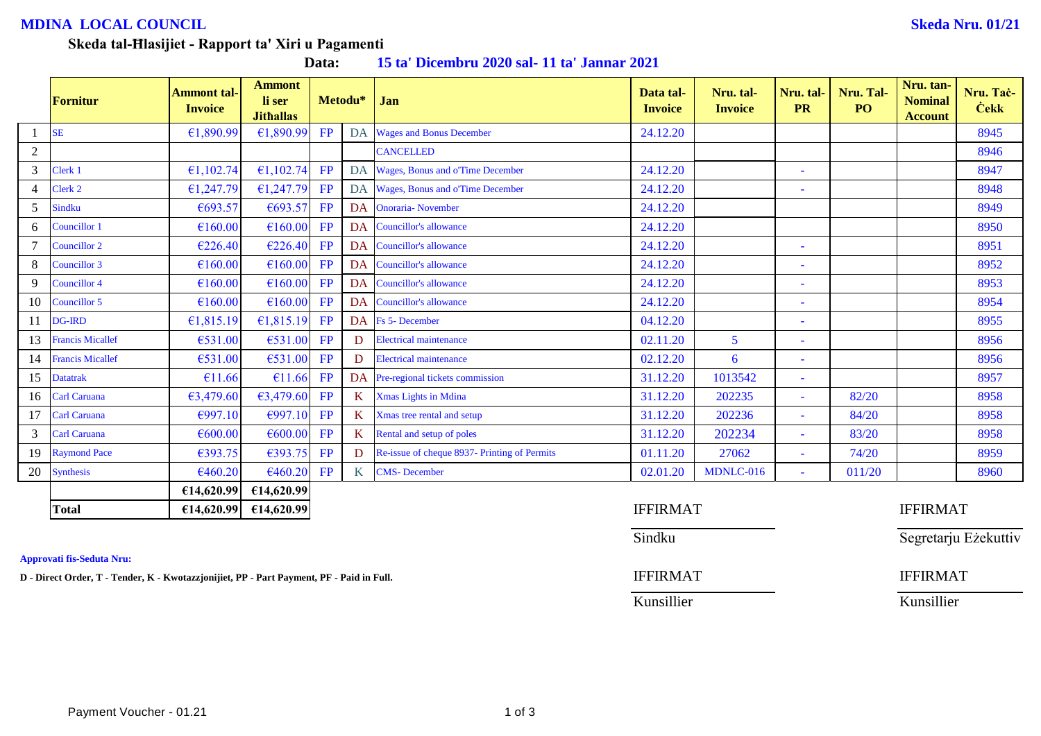**MDINA LOCAL COUNCIL** **Skeda Nru. 01/21**

**Skeda tal-Ħlasijiet - Rapport ta' Xiri u Pagamenti**

**Data:** **15 ta' Diċembru 2020 sal- 11 ta' Jannar 2021**

| | Fornitur | Ammont tal-Invoice | Ammont li ser Jithallas | Metodu* | | Jan | Data tal-Invoice | Nru. tal-Invoice | Nru. tal-PR | Nru. Tal-PO | Nru. tan-Nominal Account | Nru. Taċ-Ċekk |
|---|---|---|---|---|---|---|---|---|---|---|---|---|
| 1 | SE | €1,890.99 | €1,890.99 | FP | DA | Wages and Bonus December | 24.12.20 | | | | | 8945 |
| 2 | | | | | | CANCELLED | | | | | | 8946 |
| 3 | Clerk 1 | €1,102.74 | €1,102.74 | FP | DA | Wages, Bonus and o'Time December | 24.12.20 | | - | | | 8947 |
| 4 | Clerk 2 | €1,247.79 | €1,247.79 | FP | DA | Wages, Bonus and o'Time December | 24.12.20 | | - | | | 8948 |
| 5 | Sindku | €693.57 | €693.57 | FP | DA | Onoraria- November | 24.12.20 | | | | | 8949 |
| 6 | Councillor 1 | €160.00 | €160.00 | FP | DA | Councillor's allowance | 24.12.20 | | | | | 8950 |
| 7 | Councillor 2 | €226.40 | €226.40 | FP | DA | Councillor's allowance | 24.12.20 | | - | | | 8951 |
| 8 | Councillor 3 | €160.00 | €160.00 | FP | DA | Councillor's allowance | 24.12.20 | | - | | | 8952 |
| 9 | Councillor 4 | €160.00 | €160.00 | FP | DA | Councillor's allowance | 24.12.20 | | - | | | 8953 |
| 10 | Councillor 5 | €160.00 | €160.00 | FP | DA | Councillor's allowance | 24.12.20 | | - | | | 8954 |
| 11 | DG-IRD | €1,815.19 | €1,815.19 | FP | DA | Fs 5- December | 04.12.20 | | - | | | 8955 |
| 13 | Francis Micallef | €531.00 | €531.00 | FP | D | Electrical maintenance | 02.11.20 | 5 | - | | | 8956 |
| 14 | Francis Micallef | €531.00 | €531.00 | FP | D | Electrical maintenance | 02.12.20 | 6 | - | | | 8956 |
| 15 | Datatrak | €11.66 | €11.66 | FP | DA | Pre-regional tickets commission | 31.12.20 | 1013542 | - | | | 8957 |
| 16 | Carl Caruana | €3,479.60 | €3,479.60 | FP | K | Xmas Lights in Mdina | 31.12.20 | 202235 | - | 82/20 | | 8958 |
| 17 | Carl Caruana | €997.10 | €997.10 | FP | K | Xmas tree rental and setup | 31.12.20 | 202236 | - | 84/20 | | 8958 |
| 3 | Carl Caruana | €600.00 | €600.00 | FP | K | Rental and setup of poles | 31.12.20 | 202234 | - | 83/20 | | 8958 |
| 19 | Raymond Pace | €393.75 | €393.75 | FP | D | Re-issue of cheque 8937- Printing of Permits | 01.11.20 | 27062 | - | 74/20 | | 8959 |
| 20 | Synthesis | €460.20 | €460.20 | FP | K | CMS- December | 02.01.20 | MDNLC-016 | - | 011/20 | | 8960 |
| | | €14,620.99 | €14,620.99 | | | | | | | | | |
| | **Total** | **€14,620.99** | **€14,620.99** | | | | | | | | | |

IFFIRMAT ______________ Sindku

IFFIRMAT ______________ Segretarju Eżekuttiv

IFFIRMAT ______________ Kunsillier

IFFIRMAT ______________ Kunsillier

**Approvati fis-Seduta Nru:**

**D - Direct Order, T - Tender, K - Kwotazzjonijiet, PP - Part Payment, PF - Paid in Full.**

Payment Voucher - 01.21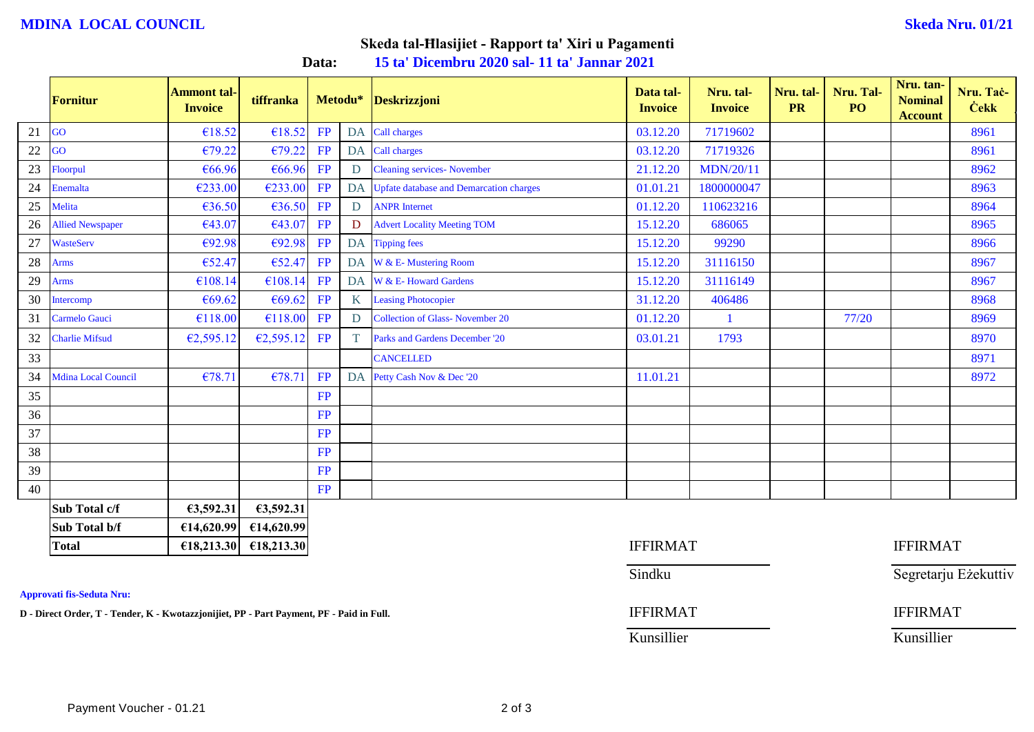**MDINA LOCAL COUNCIL**

**Skeda Nru. 01/21**

## Skeda tal-Ħlasijiet - Rapport ta' Xiri u Pagamenti

**Data: 15 ta' Diċembru 2020 sal- 11 ta' Jannar 2021**

| | Fornitur | Ammont tal-Invoice | tiffranka | Metodu* | | Deskrizzjoni | Data tal-Invoice | Nru. tal-Invoice | Nru. tal-PR | Nru. Tal-PO | Nru. tan-Nominal Account | Nru. Taċ-Ċekk |
|---|---|---|---|---|---|---|---|---|---|---|---|---|
| 21 | GO | €18.52 | €18.52 | FP | DA | Call charges | 03.12.20 | 71719602 | | | | 8961 |
| 22 | GO | €79.22 | €79.22 | FP | DA | Call charges | 03.12.20 | 71719326 | | | | 8961 |
| 23 | Floorpul | €66.96 | €66.96 | FP | D | Cleaning services- November | 21.12.20 | MDN/20/11 | | | | 8962 |
| 24 | Enemalta | €233.00 | €233.00 | FP | DA | Upfate database and Demarcation charges | 01.01.21 | 1800000047 | | | | 8963 |
| 25 | Melita | €36.50 | €36.50 | FP | D | ANPR Internet | 01.12.20 | 110623216 | | | | 8964 |
| 26 | Allied Newspaper | €43.07 | €43.07 | FP | D | Advert Locality Meeting TOM | 15.12.20 | 686065 | | | | 8965 |
| 27 | WasteServ | €92.98 | €92.98 | FP | DA | Tipping fees | 15.12.20 | 99290 | | | | 8966 |
| 28 | Arms | €52.47 | €52.47 | FP | DA | W & E- Mustering Room | 15.12.20 | 31116150 | | | | 8967 |
| 29 | Arms | €108.14 | €108.14 | FP | DA | W & E- Howard Gardens | 15.12.20 | 31116149 | | | | 8967 |
| 30 | Intercomp | €69.62 | €69.62 | FP | K | Leasing Photocopier | 31.12.20 | 406486 | | | | 8968 |
| 31 | Carmelo Gauci | €118.00 | €118.00 | FP | D | Collection of Glass- November 20 | 01.12.20 | 1 | | 77/20 | | 8969 |
| 32 | Charlie Mifsud | €2,595.12 | €2,595.12 | FP | T | Parks and Gardens December '20 | 03.01.21 | 1793 | | | | 8970 |
| 33 | | | | | | CANCELLED | | | | | | 8971 |
| 34 | Mdina Local Council | €78.71 | €78.71 | FP | DA | Petty Cash Nov & Dec '20 | 11.01.21 | | | | | 8972 |
| 35 | | | | FP | | | | | | | | |
| 36 | | | | FP | | | | | | | | |
| 37 | | | | FP | | | | | | | | |
| 38 | | | | FP | | | | | | | | |
| 39 | | | | FP | | | | | | | | |
| 40 | | | | FP | | | | | | | | |
| | **Sub Total c/f** | **€3,592.31** | **€3,592.31** | | | | | | | | | |
| | **Sub Total b/f** | **€14,620.99** | **€14,620.99** | | | | | | | | | |
| | **Total** | **€18,213.30** | **€18,213.30** | | | | | | | | | |

IFFIRMAT ______________ Sindku

IFFIRMAT ______________ Segretarju Eżekuttiv

IFFIRMAT ______________ Kunsillier

IFFIRMAT ______________ Kunsillier

**Approvati fis-Seduta Nru:**

**D - Direct Order, T - Tender, K - Kwotazzjonijiet, PP - Part Payment, PF - Paid in Full.**

Payment Voucher - 01.21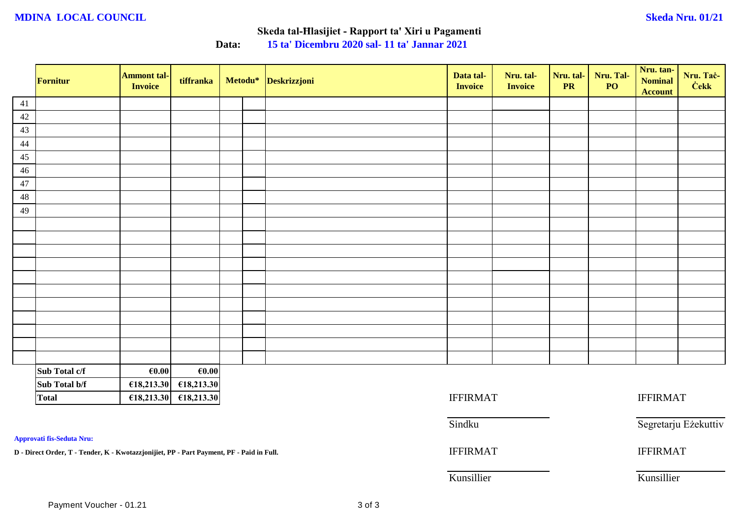**MDINA LOCAL COUNCIL**

**Skeda Nru. 01/21**

## Skeda tal-Ħlasijiet - Rapport ta' Xiri u Pagamenti

**Data:** 15 ta' Diċembru 2020 sal- 11 ta' Jannar 2021

| | Fornitur | Ammont tal-Invoice | tiffranka | Metodu* | | Deskrizzjoni | Data tal-Invoice | Nru. tal-Invoice | Nru. tal-PR | Nru. Tal-PO | Nru. tan-Nominal Account | Nru. Taċ-Ċekk |
|---|---|---|---|---|---|---|---|---|---|---|---|---|
| 41 | | | | | | | | | | | | |
| 42 | | | | | | | | | | | | |
| 43 | | | | | | | | | | | | |
| 44 | | | | | | | | | | | | |
| 45 | | | | | | | | | | | | |
| 46 | | | | | | | | | | | | |
| 47 | | | | | | | | | | | | |
| 48 | | | | | | | | | | | | |
| 49 | | | | | | | | | | | | |
| | | | | | | | | | | | | |
| | | | | | | | | | | | | |
| | | | | | | | | | | | | |
| | | | | | | | | | | | | |
| | | | | | | | | | | | | |
| | | | | | | | | | | | | |
| | | | | | | | | | | | | |
| | | | | | | | | | | | | |
| | | | | | | | | | | | | |
| | | | | | | | | | | | | |
| | | | | | | | | | | | | |
| | **Sub Total c/f** | **€0.00** | **€0.00** | | | | | | | | | |
| | **Sub Total b/f** | **€18,213.30** | **€18,213.30** | | | | | | | | | |
| | **Total** | **€18,213.30** | **€18,213.30** | | | | | | | | | |

IFFIRMAT

Sindku

IFFIRMAT

Segretarju Eżekuttiv

IFFIRMAT

Kunsillier

IFFIRMAT

Kunsillier

**Approvati fis-Seduta Nru:**

**D - Direct Order, T - Tender, K - Kwotazzjonijiet, PP - Part Payment, PF - Paid in Full.**

Payment Voucher - 01.21